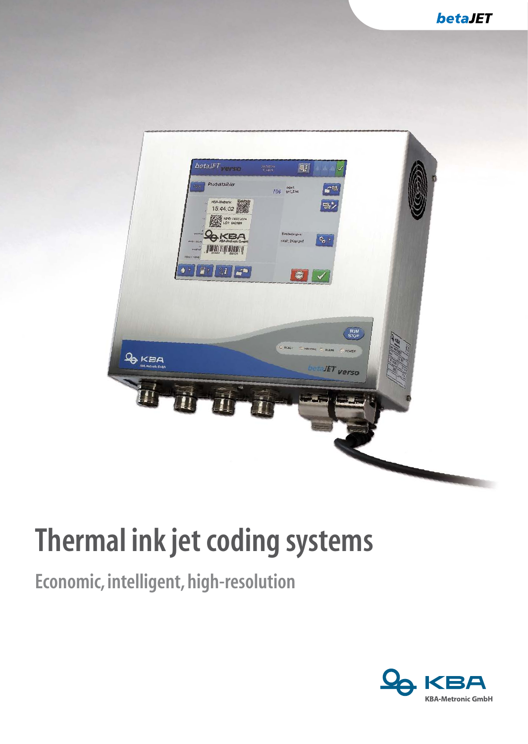betaJET

# Thermal ink jet coding systems

## Economic, intelligent, high-resolution

KBA-Metronic GmbH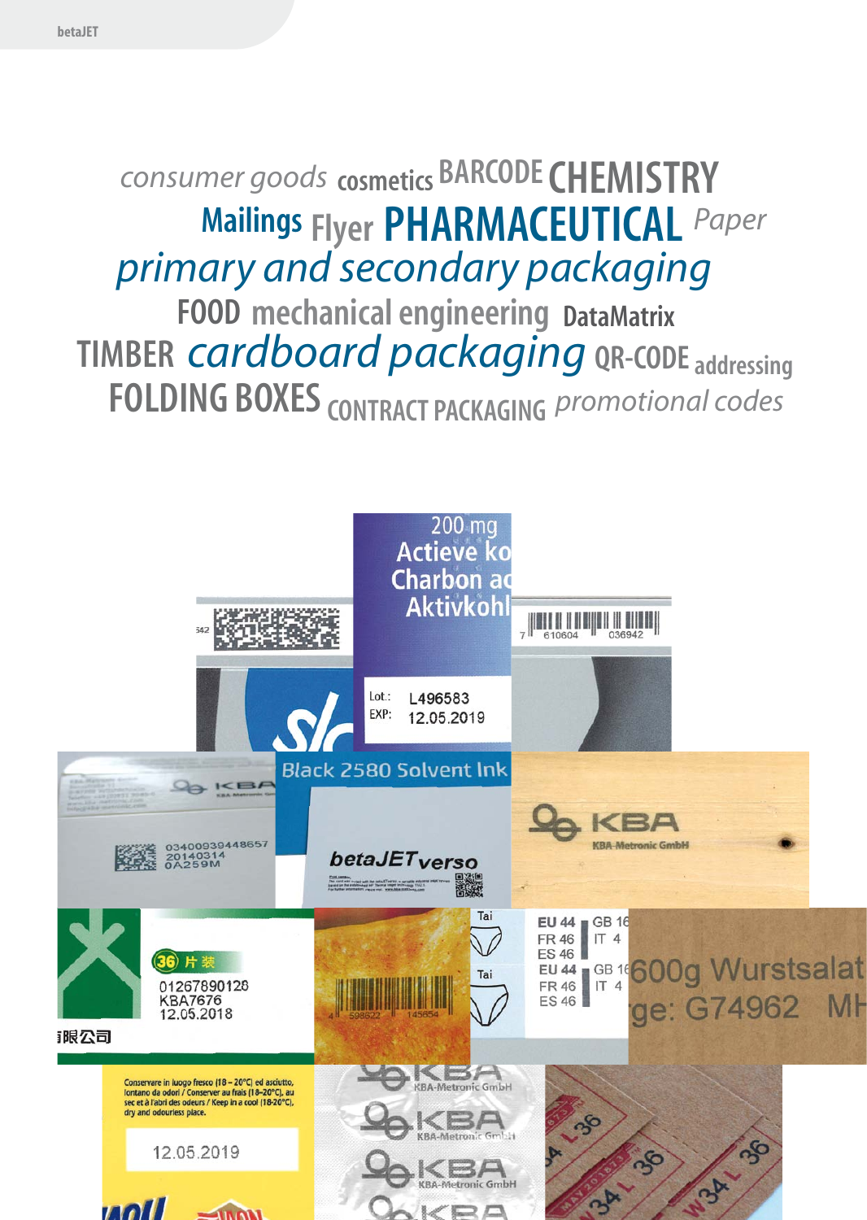consumer goods cosmetics BARCODE CHEMISTRY
Mailings Flyer PHARMACEUTICAL Paper
primary and secondary packaging
FOOD mechanical engineering DataMatrix
TIMBER cardboard packaging QR-CODE addressing
FOLDING BOXES CONTRACT PACKAGING promotional codes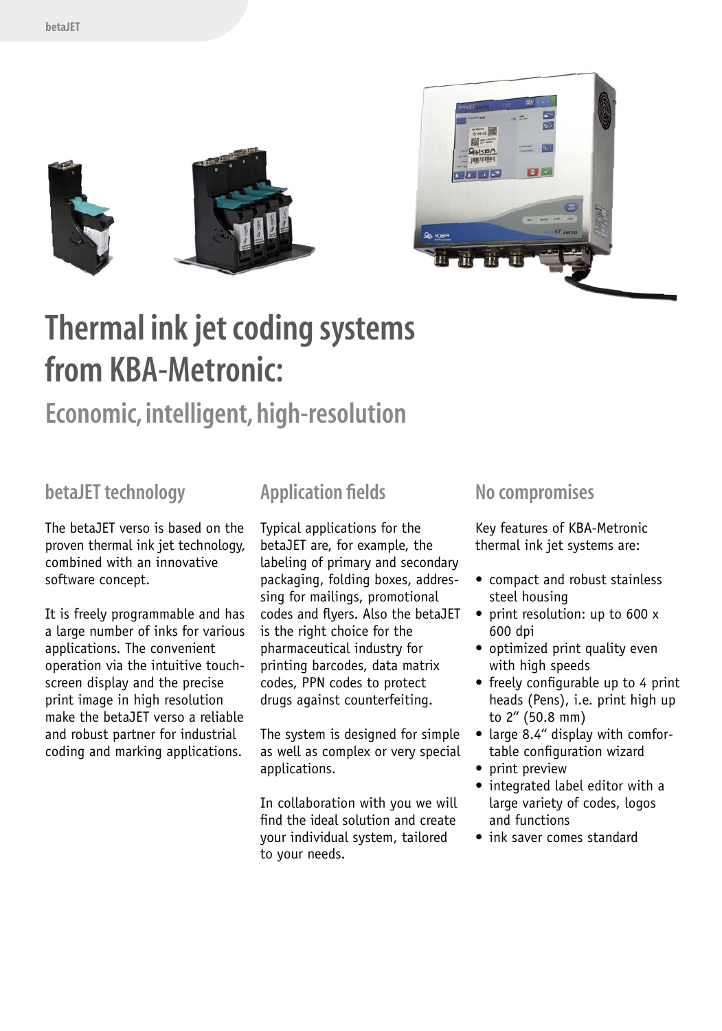# Thermal ink jet coding systems from KBA-Metronic:

## Economic, intelligent, high-resolution

### betaJET technology

The betaJET verso is based on the proven thermal ink jet technology, combined with an innovative software concept.

It is freely programmable and has a large number of inks for various applications. The convenient operation via the intuitive touch-screen display and the precise print image in high resolution make the betaJET verso a reliable and robust partner for industrial coding and marking applications.

### Application fields

Typical applications for the betaJET are, for example, the labeling of primary and secondary packaging, folding boxes, addressing for mailings, promotional codes and flyers. Also the betaJET is the right choice for the pharmaceutical industry for printing barcodes, data matrix codes, PPN codes to protect drugs against counterfeiting.

The system is designed for simple as well as complex or very special applications.

In collaboration with you we will find the ideal solution and create your individual system, tailored to your needs.

### No compromises

Key features of KBA-Metronic thermal ink jet systems are:

- compact and robust stainless steel housing
- print resolution: up to 600 x 600 dpi
- optimized print quality even with high speeds
- freely configurable up to 4 print heads (Pens), i.e. print high up to 2" (50.8 mm)
- large 8.4" display with comfortable configuration wizard
- print preview
- integrated label editor with a large variety of codes, logos and functions
- ink saver comes standard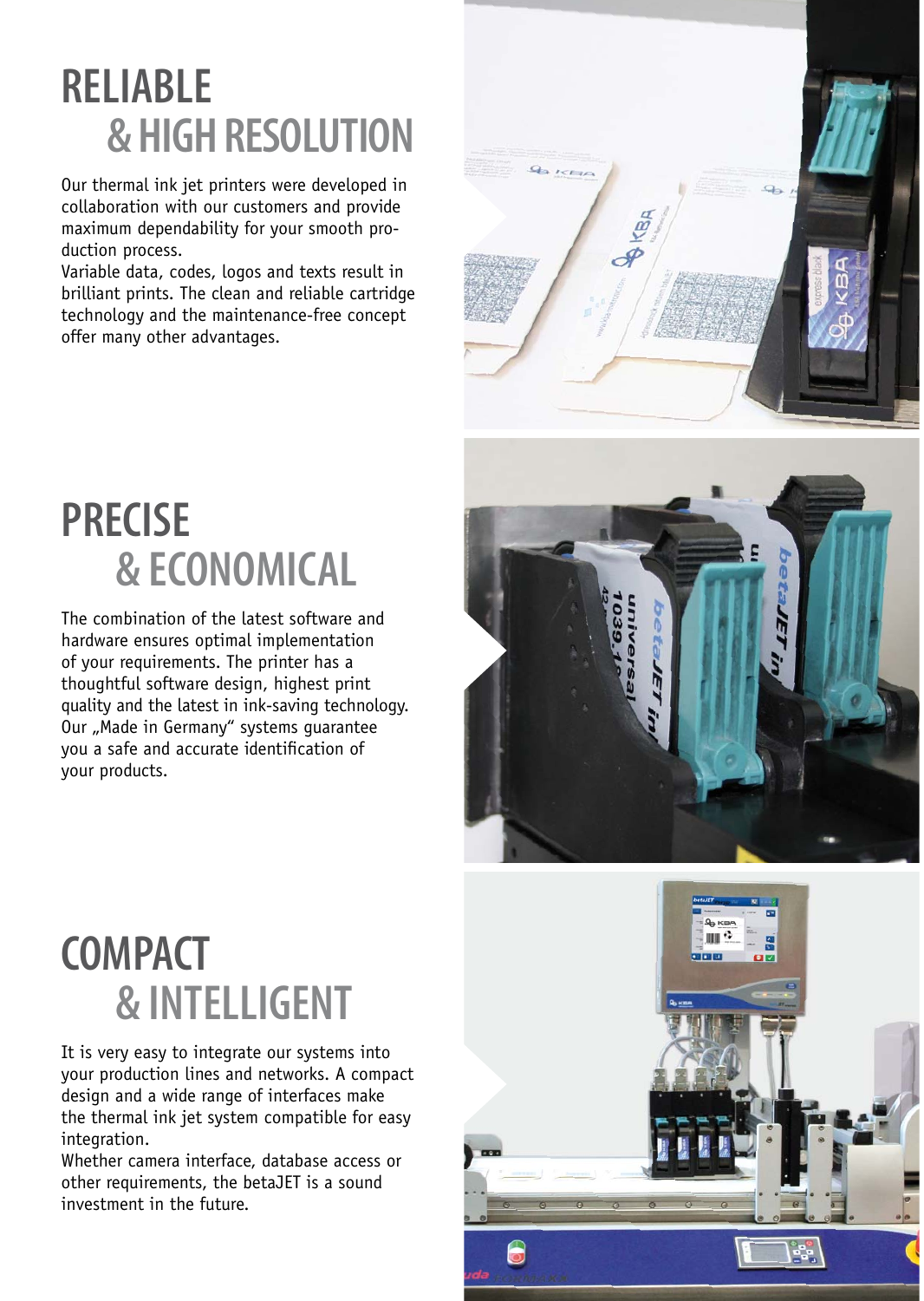# RELIABLE & HIGH RESOLUTION

Our thermal ink jet printers were developed in collaboration with our customers and provide maximum dependability for your smooth production process.
Variable data, codes, logos and texts result in brilliant prints. The clean and reliable cartridge technology and the maintenance-free concept offer many other advantages.

# PRECISE & ECONOMICAL

The combination of the latest software and hardware ensures optimal implementation of your requirements. The printer has a thoughtful software design, highest print quality and the latest in ink-saving technology. Our „Made in Germany" systems guarantee you a safe and accurate identification of your products.

# COMPACT & INTELLIGENT

It is very easy to integrate our systems into your production lines and networks. A compact design and a wide range of interfaces make the thermal ink jet system compatible for easy integration.
Whether camera interface, database access or other requirements, the betaJET is a sound investment in the future.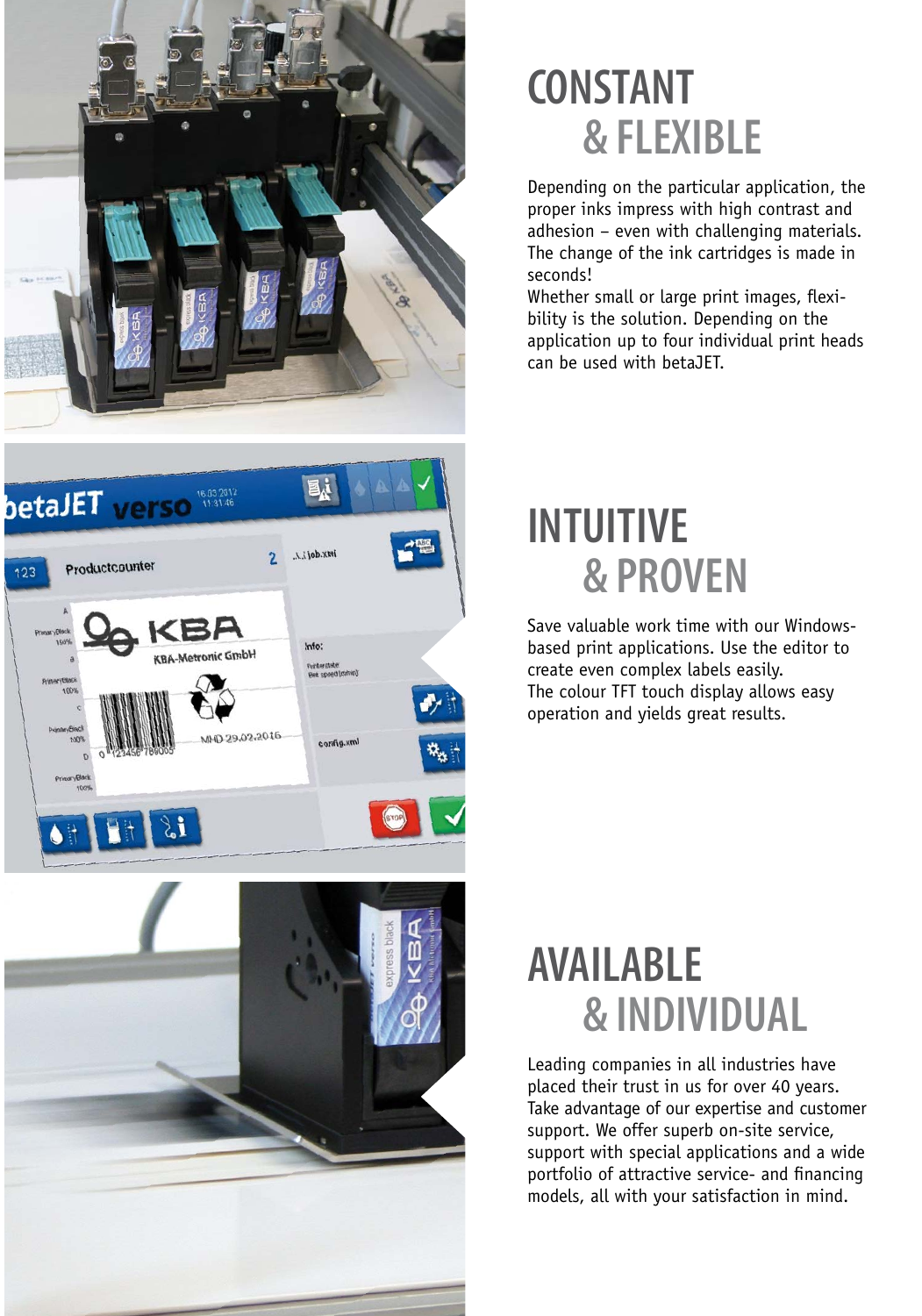# CONSTANT & FLEXIBLE

Depending on the particular application, the proper inks impress with high contrast and adhesion – even with challenging materials. The change of the ink cartridges is made in seconds!
Whether small or large print images, flexibility is the solution. Depending on the application up to four individual print heads can be used with betaJET.

# INTUITIVE & PROVEN

Save valuable work time with our Windows-based print applications. Use the editor to create even complex labels easily.
The colour TFT touch display allows easy operation and yields great results.

# AVAILABLE & INDIVIDUAL

Leading companies in all industries have placed their trust in us for over 40 years. Take advantage of our expertise and customer support. We offer superb on-site service, support with special applications and a wide portfolio of attractive service- and financing models, all with your satisfaction in mind.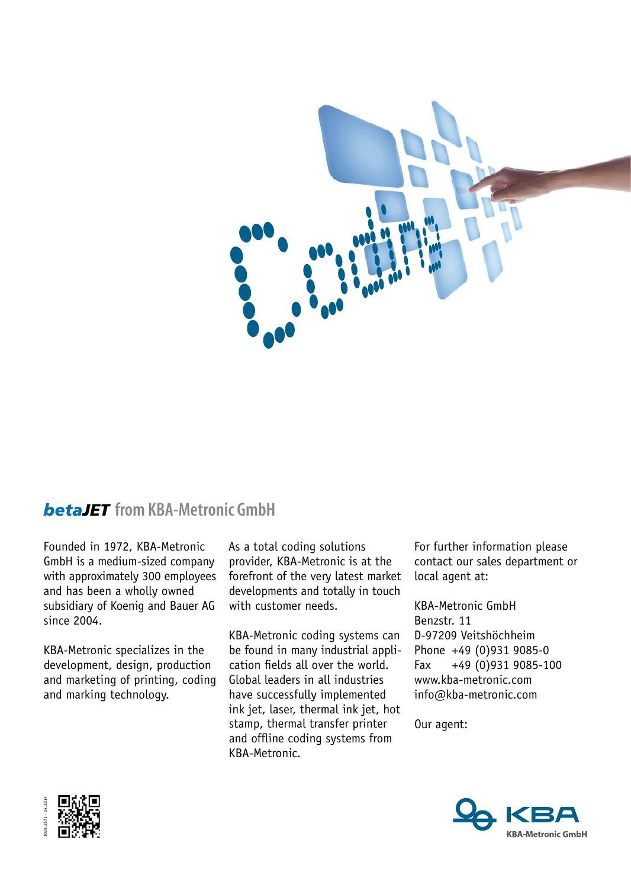## ***betaJET*** from KBA-Metronic GmbH

Founded in 1972, KBA-Metronic GmbH is a medium-sized company with approximately 300 employees and has been a wholly owned subsidiary of Koenig and Bauer AG since 2004.

KBA-Metronic specializes in the development, design, production and marketing of printing, coding and marking technology.

As a total coding solutions provider, KBA-Metronic is at the forefront of the very latest market developments and totally in touch with customer needs.

KBA-Metronic coding systems can be found in many industrial application fields all over the world. Global leaders in all industries have successfully implemented ink jet, laser, thermal ink jet, hot stamp, thermal transfer printer and offline coding systems from KBA-Metronic.

For further information please contact our sales department or local agent at:

KBA-Metronic GmbH
Benzstr. 11
D-97209 Veitshöchheim
Phone +49 (0)931 9085-0
Fax +49 (0)931 9085-100
www.kba-metronic.com
info@kba-metronic.com

Our agent:

1039.2571 - 04.2014

KBA
KBA-Metronic GmbH